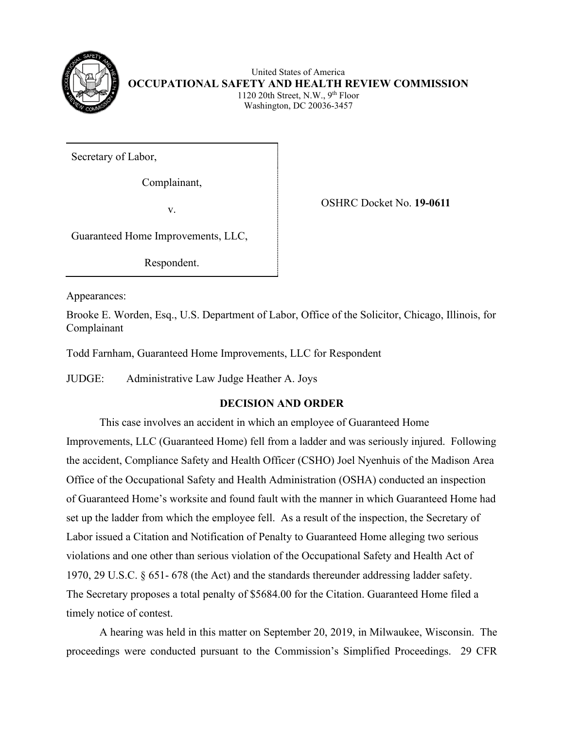United States of America
**OCCUPATIONAL SAFETY AND HEALTH REVIEW COMMISSION**
1120 20th Street, N.W., 9th Floor
Washington, DC 20036-3457

| | |
|---|---|
| Secretary of Labor,<br><br>Complainant,<br><br>v.<br><br>Guaranteed Home Improvements, LLC,<br><br>Respondent. | OSHRC Docket No. **19-0611** |

Appearances:

Brooke E. Worden, Esq., U.S. Department of Labor, Office of the Solicitor, Chicago, Illinois, for Complainant

Todd Farnham, Guaranteed Home Improvements, LLC for Respondent

JUDGE: Administrative Law Judge Heather A. Joys

## DECISION AND ORDER

This case involves an accident in which an employee of Guaranteed Home Improvements, LLC (Guaranteed Home) fell from a ladder and was seriously injured. Following the accident, Compliance Safety and Health Officer (CSHO) Joel Nyenhuis of the Madison Area Office of the Occupational Safety and Health Administration (OSHA) conducted an inspection of Guaranteed Home's worksite and found fault with the manner in which Guaranteed Home had set up the ladder from which the employee fell. As a result of the inspection, the Secretary of Labor issued a Citation and Notification of Penalty to Guaranteed Home alleging two serious violations and one other than serious violation of the Occupational Safety and Health Act of 1970, 29 U.S.C. § 651- 678 (the Act) and the standards thereunder addressing ladder safety. The Secretary proposes a total penalty of $5684.00 for the Citation. Guaranteed Home filed a timely notice of contest.

A hearing was held in this matter on September 20, 2019, in Milwaukee, Wisconsin. The proceedings were conducted pursuant to the Commission's Simplified Proceedings. 29 CFR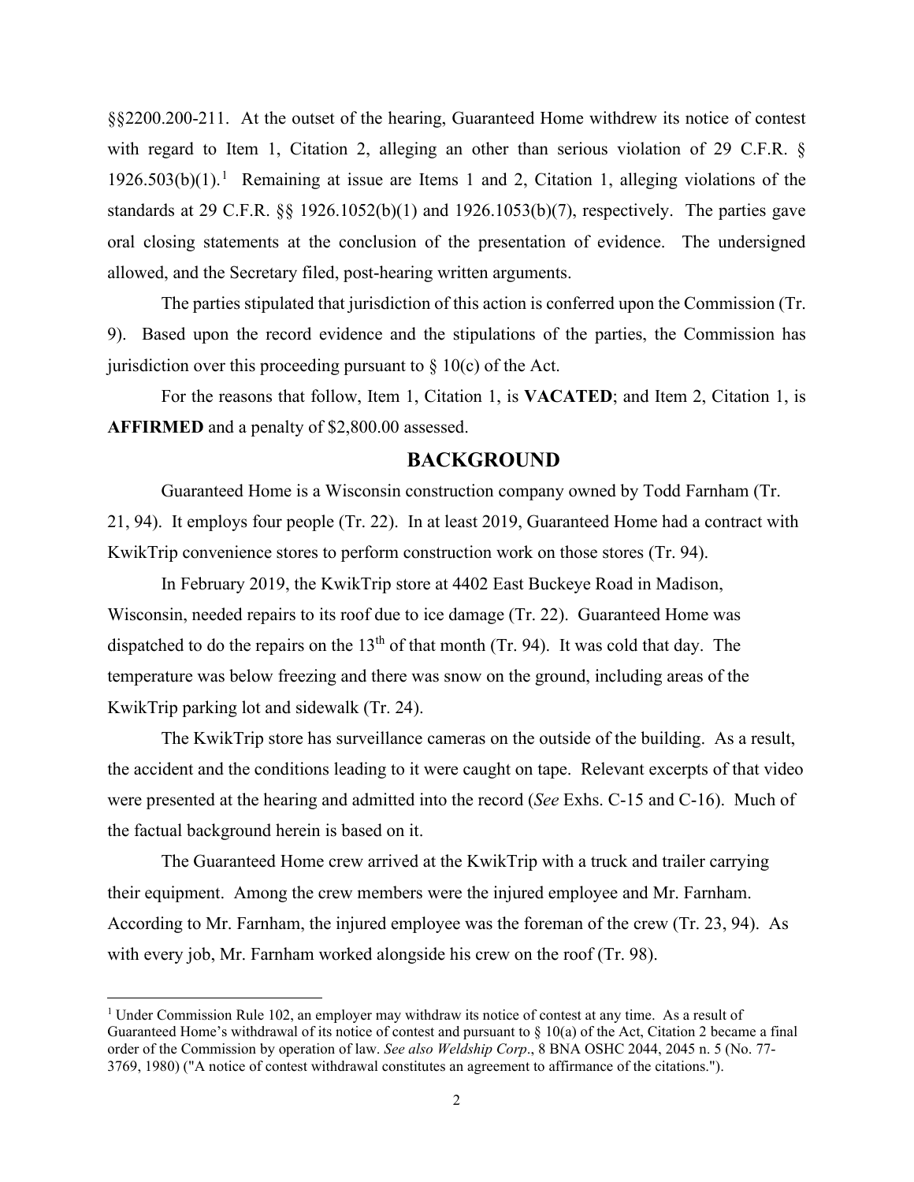§§2200.200-211. At the outset of the hearing, Guaranteed Home withdrew its notice of contest with regard to Item 1, Citation 2, alleging an other than serious violation of 29 C.F.R. § 1926.503(b)(1).[1] Remaining at issue are Items 1 and 2, Citation 1, alleging violations of the standards at 29 C.F.R. §§ 1926.1052(b)(1) and 1926.1053(b)(7), respectively. The parties gave oral closing statements at the conclusion of the presentation of evidence. The undersigned allowed, and the Secretary filed, post-hearing written arguments.

The parties stipulated that jurisdiction of this action is conferred upon the Commission (Tr. 9). Based upon the record evidence and the stipulations of the parties, the Commission has jurisdiction over this proceeding pursuant to § 10(c) of the Act.

For the reasons that follow, Item 1, Citation 1, is **VACATED**; and Item 2, Citation 1, is **AFFIRMED** and a penalty of $2,800.00 assessed.

## BACKGROUND

Guaranteed Home is a Wisconsin construction company owned by Todd Farnham (Tr. 21, 94). It employs four people (Tr. 22). In at least 2019, Guaranteed Home had a contract with KwikTrip convenience stores to perform construction work on those stores (Tr. 94).

In February 2019, the KwikTrip store at 4402 East Buckeye Road in Madison, Wisconsin, needed repairs to its roof due to ice damage (Tr. 22). Guaranteed Home was dispatched to do the repairs on the 13th of that month (Tr. 94). It was cold that day. The temperature was below freezing and there was snow on the ground, including areas of the KwikTrip parking lot and sidewalk (Tr. 24).

The KwikTrip store has surveillance cameras on the outside of the building. As a result, the accident and the conditions leading to it were caught on tape. Relevant excerpts of that video were presented at the hearing and admitted into the record (*See* Exhs. C-15 and C-16). Much of the factual background herein is based on it.

The Guaranteed Home crew arrived at the KwikTrip with a truck and trailer carrying their equipment. Among the crew members were the injured employee and Mr. Farnham. According to Mr. Farnham, the injured employee was the foreman of the crew (Tr. 23, 94). As with every job, Mr. Farnham worked alongside his crew on the roof (Tr. 98).

---

[1] Under Commission Rule 102, an employer may withdraw its notice of contest at any time. As a result of Guaranteed Home's withdrawal of its notice of contest and pursuant to § 10(a) of the Act, Citation 2 became a final order of the Commission by operation of law. *See also Weldship Corp*., 8 BNA OSHC 2044, 2045 n. 5 (No. 77-3769, 1980) ("A notice of contest withdrawal constitutes an agreement to affirmance of the citations.").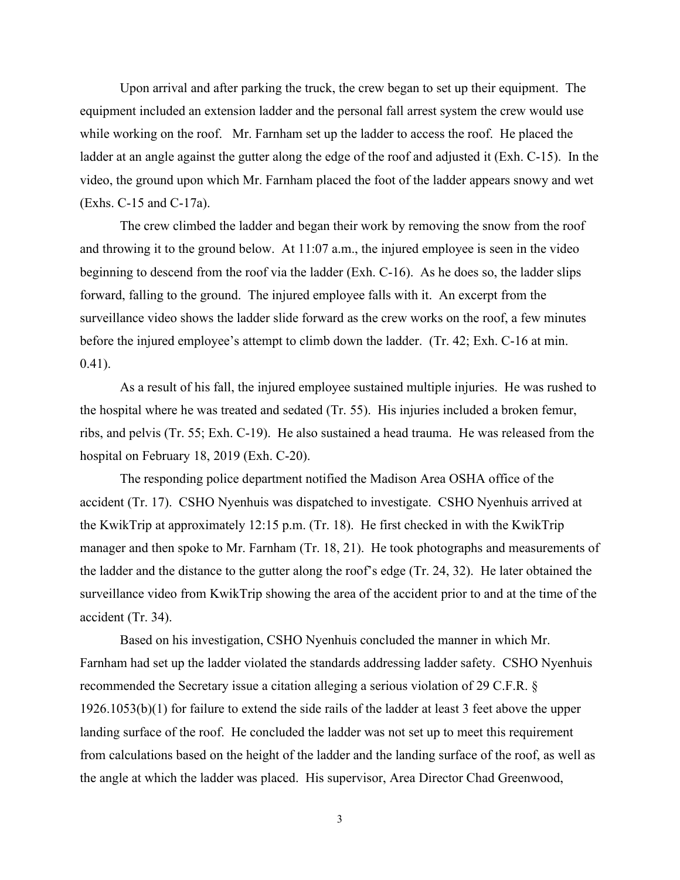Upon arrival and after parking the truck, the crew began to set up their equipment. The equipment included an extension ladder and the personal fall arrest system the crew would use while working on the roof. Mr. Farnham set up the ladder to access the roof. He placed the ladder at an angle against the gutter along the edge of the roof and adjusted it (Exh. C-15). In the video, the ground upon which Mr. Farnham placed the foot of the ladder appears snowy and wet (Exhs. C-15 and C-17a).

The crew climbed the ladder and began their work by removing the snow from the roof and throwing it to the ground below. At 11:07 a.m., the injured employee is seen in the video beginning to descend from the roof via the ladder (Exh. C-16). As he does so, the ladder slips forward, falling to the ground. The injured employee falls with it. An excerpt from the surveillance video shows the ladder slide forward as the crew works on the roof, a few minutes before the injured employee's attempt to climb down the ladder. (Tr. 42; Exh. C-16 at min. 0.41).

As a result of his fall, the injured employee sustained multiple injuries. He was rushed to the hospital where he was treated and sedated (Tr. 55). His injuries included a broken femur, ribs, and pelvis (Tr. 55; Exh. C-19). He also sustained a head trauma. He was released from the hospital on February 18, 2019 (Exh. C-20).

The responding police department notified the Madison Area OSHA office of the accident (Tr. 17). CSHO Nyenhuis was dispatched to investigate. CSHO Nyenhuis arrived at the KwikTrip at approximately 12:15 p.m. (Tr. 18). He first checked in with the KwikTrip manager and then spoke to Mr. Farnham (Tr. 18, 21). He took photographs and measurements of the ladder and the distance to the gutter along the roof's edge (Tr. 24, 32). He later obtained the surveillance video from KwikTrip showing the area of the accident prior to and at the time of the accident (Tr. 34).

Based on his investigation, CSHO Nyenhuis concluded the manner in which Mr. Farnham had set up the ladder violated the standards addressing ladder safety. CSHO Nyenhuis recommended the Secretary issue a citation alleging a serious violation of 29 C.F.R. § 1926.1053(b)(1) for failure to extend the side rails of the ladder at least 3 feet above the upper landing surface of the roof. He concluded the ladder was not set up to meet this requirement from calculations based on the height of the ladder and the landing surface of the roof, as well as the angle at which the ladder was placed. His supervisor, Area Director Chad Greenwood,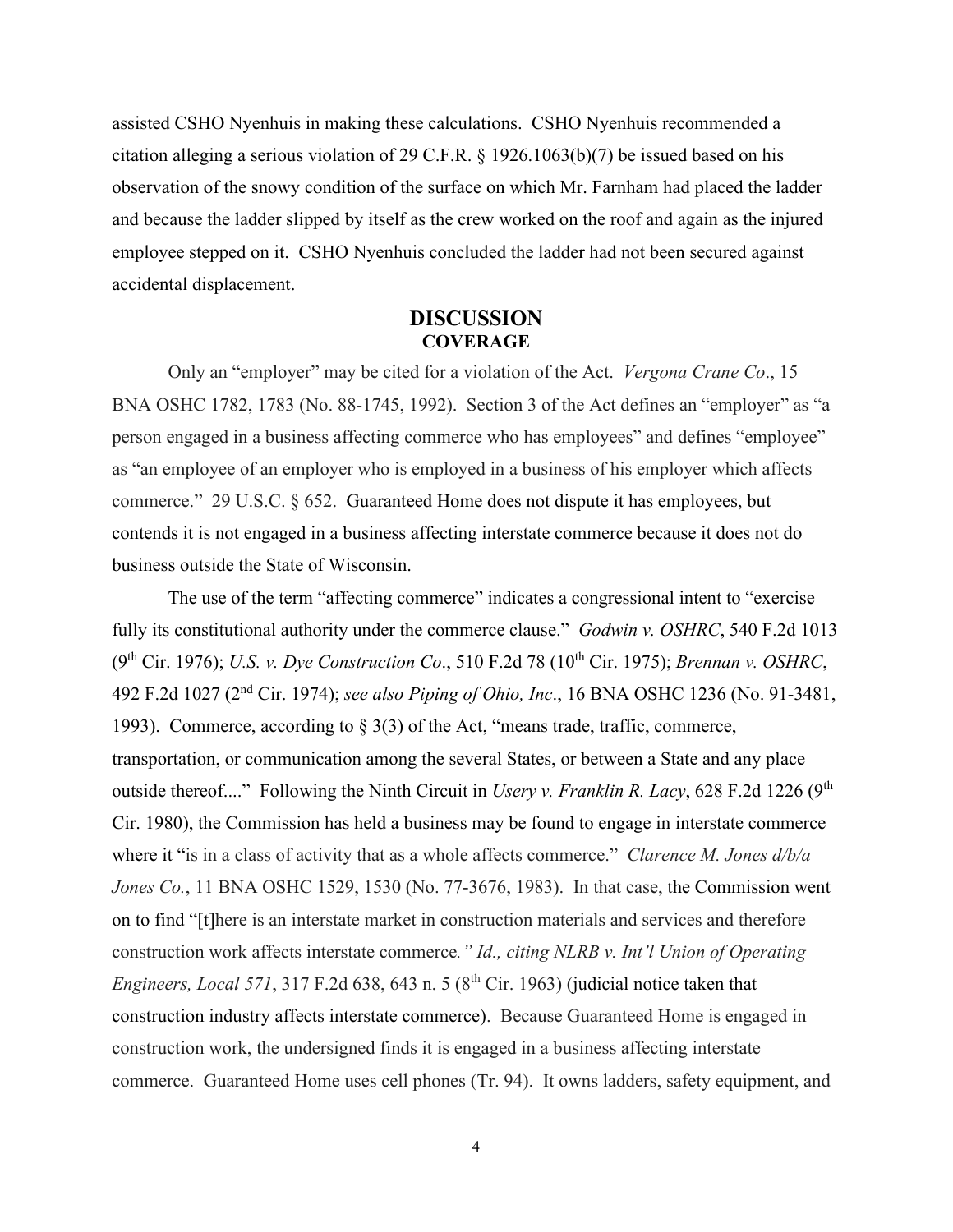assisted CSHO Nyenhuis in making these calculations. CSHO Nyenhuis recommended a citation alleging a serious violation of 29 C.F.R. § 1926.1063(b)(7) be issued based on his observation of the snowy condition of the surface on which Mr. Farnham had placed the ladder and because the ladder slipped by itself as the crew worked on the roof and again as the injured employee stepped on it. CSHO Nyenhuis concluded the ladder had not been secured against accidental displacement.

## DISCUSSION

### COVERAGE

Only an "employer" may be cited for a violation of the Act. *Vergona Crane Co*., 15 BNA OSHC 1782, 1783 (No. 88-1745, 1992). Section 3 of the Act defines an "employer" as "a person engaged in a business affecting commerce who has employees" and defines "employee" as "an employee of an employer who is employed in a business of his employer which affects commerce." 29 U.S.C. § 652. Guaranteed Home does not dispute it has employees, but contends it is not engaged in a business affecting interstate commerce because it does not do business outside the State of Wisconsin.

The use of the term "affecting commerce" indicates a congressional intent to "exercise fully its constitutional authority under the commerce clause." *Godwin v. OSHRC*, 540 F.2d 1013 (9th Cir. 1976); *U.S. v. Dye Construction Co*., 510 F.2d 78 (10th Cir. 1975); *Brennan v. OSHRC*, 492 F.2d 1027 (2nd Cir. 1974); *see also Piping of Ohio, Inc*., 16 BNA OSHC 1236 (No. 91-3481, 1993). Commerce, according to § 3(3) of the Act, "means trade, traffic, commerce, transportation, or communication among the several States, or between a State and any place outside thereof...." Following the Ninth Circuit in *Usery v. Franklin R. Lacy*, 628 F.2d 1226 (9th Cir. 1980), the Commission has held a business may be found to engage in interstate commerce where it "is in a class of activity that as a whole affects commerce." *Clarence M. Jones d/b/a Jones Co.*, 11 BNA OSHC 1529, 1530 (No. 77-3676, 1983). In that case, the Commission went on to find "[t]here is an interstate market in construction materials and services and therefore construction work affects interstate commerce*." Id., citing NLRB v. Int'l Union of Operating Engineers, Local 571*, 317 F.2d 638, 643 n. 5 (8th Cir. 1963) (judicial notice taken that construction industry affects interstate commerce). Because Guaranteed Home is engaged in construction work, the undersigned finds it is engaged in a business affecting interstate commerce. Guaranteed Home uses cell phones (Tr. 94). It owns ladders, safety equipment, and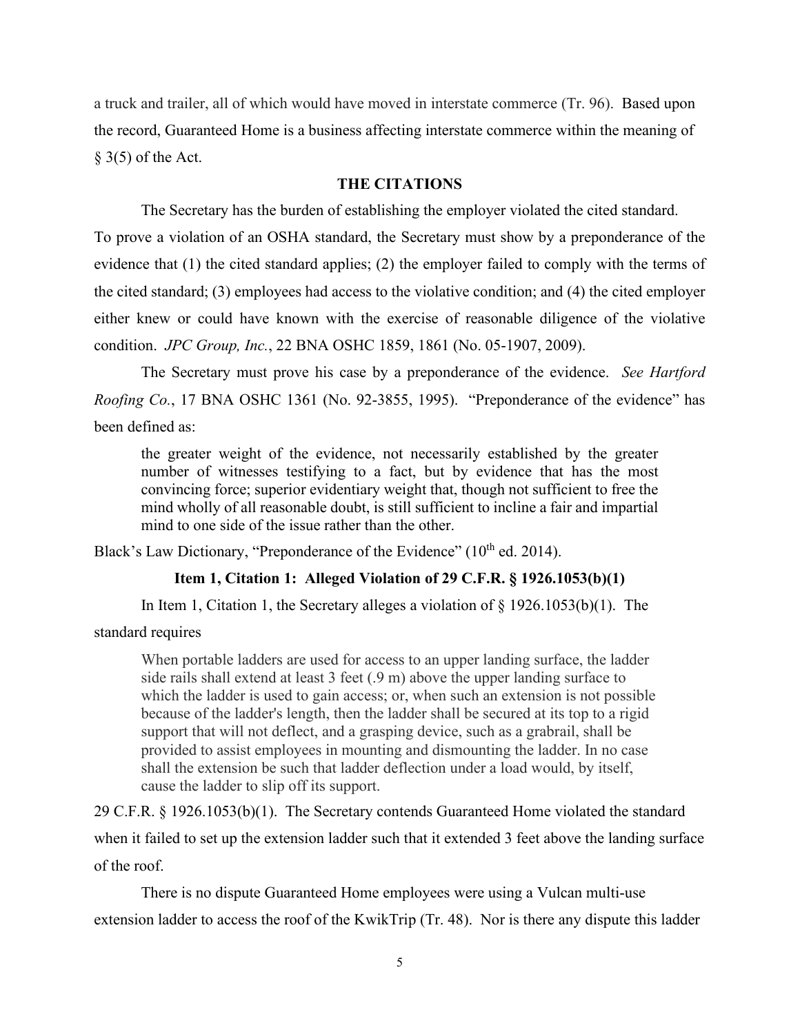a truck and trailer, all of which would have moved in interstate commerce (Tr. 96). Based upon the record, Guaranteed Home is a business affecting interstate commerce within the meaning of § 3(5) of the Act.

## THE CITATIONS

The Secretary has the burden of establishing the employer violated the cited standard. To prove a violation of an OSHA standard, the Secretary must show by a preponderance of the evidence that (1) the cited standard applies; (2) the employer failed to comply with the terms of the cited standard; (3) employees had access to the violative condition; and (4) the cited employer either knew or could have known with the exercise of reasonable diligence of the violative condition. *JPC Group, Inc.*, 22 BNA OSHC 1859, 1861 (No. 05-1907, 2009).

The Secretary must prove his case by a preponderance of the evidence. *See Hartford Roofing Co.*, 17 BNA OSHC 1361 (No. 92-3855, 1995). "Preponderance of the evidence" has been defined as:

> the greater weight of the evidence, not necessarily established by the greater number of witnesses testifying to a fact, but by evidence that has the most convincing force; superior evidentiary weight that, though not sufficient to free the mind wholly of all reasonable doubt, is still sufficient to incline a fair and impartial mind to one side of the issue rather than the other.

Black's Law Dictionary, "Preponderance of the Evidence" (10th ed. 2014).

### Item 1, Citation 1: Alleged Violation of 29 C.F.R. § 1926.1053(b)(1)

In Item 1, Citation 1, the Secretary alleges a violation of § 1926.1053(b)(1). The standard requires

> When portable ladders are used for access to an upper landing surface, the ladder side rails shall extend at least 3 feet (.9 m) above the upper landing surface to which the ladder is used to gain access; or, when such an extension is not possible because of the ladder's length, then the ladder shall be secured at its top to a rigid support that will not deflect, and a grasping device, such as a grabrail, shall be provided to assist employees in mounting and dismounting the ladder. In no case shall the extension be such that ladder deflection under a load would, by itself, cause the ladder to slip off its support.

29 C.F.R. § 1926.1053(b)(1). The Secretary contends Guaranteed Home violated the standard when it failed to set up the extension ladder such that it extended 3 feet above the landing surface of the roof.

There is no dispute Guaranteed Home employees were using a Vulcan multi-use extension ladder to access the roof of the KwikTrip (Tr. 48). Nor is there any dispute this ladder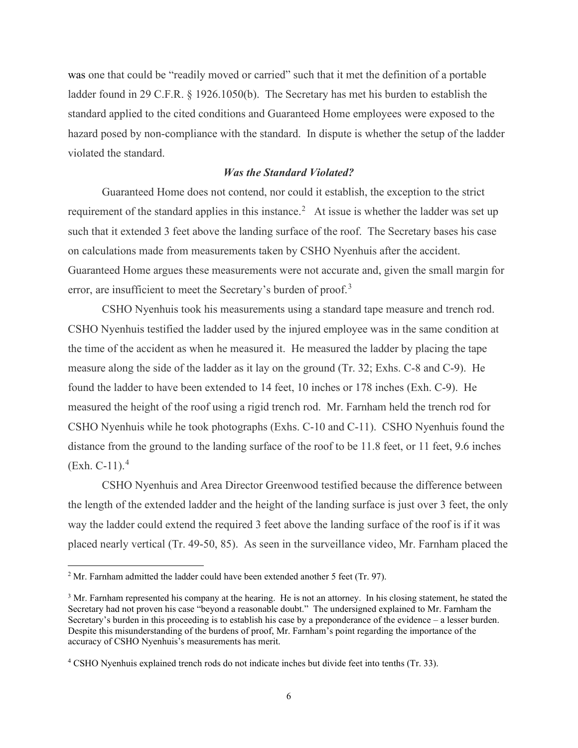was one that could be "readily moved or carried" such that it met the definition of a portable ladder found in 29 C.F.R. § 1926.1050(b). The Secretary has met his burden to establish the standard applied to the cited conditions and Guaranteed Home employees were exposed to the hazard posed by non-compliance with the standard. In dispute is whether the setup of the ladder violated the standard.

### *Was the Standard Violated?*

Guaranteed Home does not contend, nor could it establish, the exception to the strict requirement of the standard applies in this instance.[2] At issue is whether the ladder was set up such that it extended 3 feet above the landing surface of the roof. The Secretary bases his case on calculations made from measurements taken by CSHO Nyenhuis after the accident. Guaranteed Home argues these measurements were not accurate and, given the small margin for error, are insufficient to meet the Secretary's burden of proof.[3]

CSHO Nyenhuis took his measurements using a standard tape measure and trench rod. CSHO Nyenhuis testified the ladder used by the injured employee was in the same condition at the time of the accident as when he measured it. He measured the ladder by placing the tape measure along the side of the ladder as it lay on the ground (Tr. 32; Exhs. C-8 and C-9). He found the ladder to have been extended to 14 feet, 10 inches or 178 inches (Exh. C-9). He measured the height of the roof using a rigid trench rod. Mr. Farnham held the trench rod for CSHO Nyenhuis while he took photographs (Exhs. C-10 and C-11). CSHO Nyenhuis found the distance from the ground to the landing surface of the roof to be 11.8 feet, or 11 feet, 9.6 inches (Exh. C-11).[4]

CSHO Nyenhuis and Area Director Greenwood testified because the difference between the length of the extended ladder and the height of the landing surface is just over 3 feet, the only way the ladder could extend the required 3 feet above the landing surface of the roof is if it was placed nearly vertical (Tr. 49-50, 85). As seen in the surveillance video, Mr. Farnham placed the

---

[2] Mr. Farnham admitted the ladder could have been extended another 5 feet (Tr. 97).

[3] Mr. Farnham represented his company at the hearing. He is not an attorney. In his closing statement, he stated the Secretary had not proven his case "beyond a reasonable doubt." The undersigned explained to Mr. Farnham the Secretary's burden in this proceeding is to establish his case by a preponderance of the evidence – a lesser burden. Despite this misunderstanding of the burdens of proof, Mr. Farnham's point regarding the importance of the accuracy of CSHO Nyenhuis's measurements has merit.

[4] CSHO Nyenhuis explained trench rods do not indicate inches but divide feet into tenths (Tr. 33).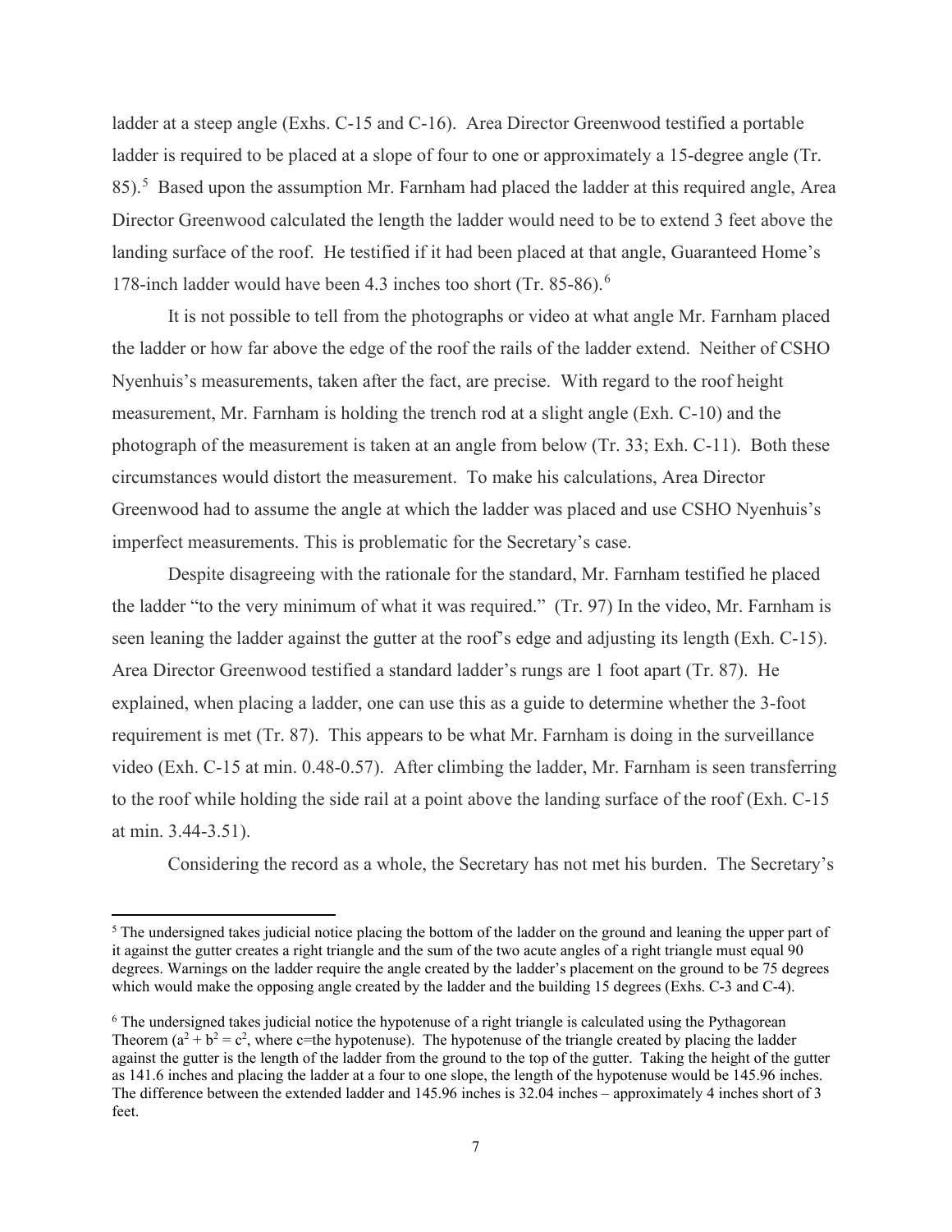ladder at a steep angle (Exhs. C-15 and C-16). Area Director Greenwood testified a portable ladder is required to be placed at a slope of four to one or approximately a 15-degree angle (Tr. 85).[5] Based upon the assumption Mr. Farnham had placed the ladder at this required angle, Area Director Greenwood calculated the length the ladder would need to be to extend 3 feet above the landing surface of the roof. He testified if it had been placed at that angle, Guaranteed Home's 178-inch ladder would have been 4.3 inches too short (Tr. 85-86).[6]

It is not possible to tell from the photographs or video at what angle Mr. Farnham placed the ladder or how far above the edge of the roof the rails of the ladder extend. Neither of CSHO Nyenhuis's measurements, taken after the fact, are precise. With regard to the roof height measurement, Mr. Farnham is holding the trench rod at a slight angle (Exh. C-10) and the photograph of the measurement is taken at an angle from below (Tr. 33; Exh. C-11). Both these circumstances would distort the measurement. To make his calculations, Area Director Greenwood had to assume the angle at which the ladder was placed and use CSHO Nyenhuis's imperfect measurements. This is problematic for the Secretary's case.

Despite disagreeing with the rationale for the standard, Mr. Farnham testified he placed the ladder "to the very minimum of what it was required." (Tr. 97) In the video, Mr. Farnham is seen leaning the ladder against the gutter at the roof's edge and adjusting its length (Exh. C-15). Area Director Greenwood testified a standard ladder's rungs are 1 foot apart (Tr. 87). He explained, when placing a ladder, one can use this as a guide to determine whether the 3-foot requirement is met (Tr. 87). This appears to be what Mr. Farnham is doing in the surveillance video (Exh. C-15 at min. 0.48-0.57). After climbing the ladder, Mr. Farnham is seen transferring to the roof while holding the side rail at a point above the landing surface of the roof (Exh. C-15 at min. 3.44-3.51).

Considering the record as a whole, the Secretary has not met his burden. The Secretary's

---

[5] The undersigned takes judicial notice placing the bottom of the ladder on the ground and leaning the upper part of it against the gutter creates a right triangle and the sum of the two acute angles of a right triangle must equal 90 degrees. Warnings on the ladder require the angle created by the ladder's placement on the ground to be 75 degrees which would make the opposing angle created by the ladder and the building 15 degrees (Exhs. C-3 and C-4).

[6] The undersigned takes judicial notice the hypotenuse of a right triangle is calculated using the Pythagorean Theorem ($a^2 + b^2 = c^2$, where c=the hypotenuse). The hypotenuse of the triangle created by placing the ladder against the gutter is the length of the ladder from the ground to the top of the gutter. Taking the height of the gutter as 141.6 inches and placing the ladder at a four to one slope, the length of the hypotenuse would be 145.96 inches. The difference between the extended ladder and 145.96 inches is 32.04 inches – approximately 4 inches short of 3 feet.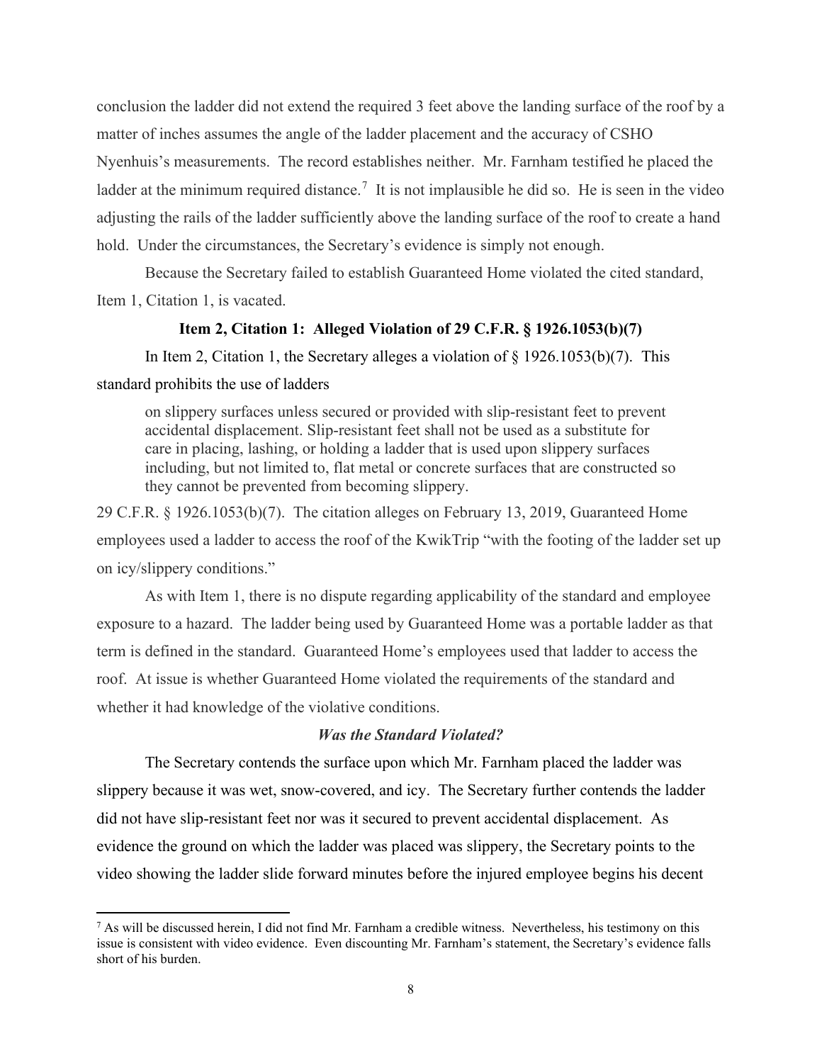conclusion the ladder did not extend the required 3 feet above the landing surface of the roof by a matter of inches assumes the angle of the ladder placement and the accuracy of CSHO Nyenhuis's measurements. The record establishes neither. Mr. Farnham testified he placed the ladder at the minimum required distance.[7] It is not implausible he did so. He is seen in the video adjusting the rails of the ladder sufficiently above the landing surface of the roof to create a hand hold. Under the circumstances, the Secretary's evidence is simply not enough.

Because the Secretary failed to establish Guaranteed Home violated the cited standard, Item 1, Citation 1, is vacated.

**Item 2, Citation 1: Alleged Violation of 29 C.F.R. § 1926.1053(b)(7)**

In Item 2, Citation 1, the Secretary alleges a violation of § 1926.1053(b)(7). This standard prohibits the use of ladders

> on slippery surfaces unless secured or provided with slip-resistant feet to prevent accidental displacement. Slip-resistant feet shall not be used as a substitute for care in placing, lashing, or holding a ladder that is used upon slippery surfaces including, but not limited to, flat metal or concrete surfaces that are constructed so they cannot be prevented from becoming slippery.

29 C.F.R. § 1926.1053(b)(7). The citation alleges on February 13, 2019, Guaranteed Home employees used a ladder to access the roof of the KwikTrip "with the footing of the ladder set up on icy/slippery conditions."

As with Item 1, there is no dispute regarding applicability of the standard and employee exposure to a hazard. The ladder being used by Guaranteed Home was a portable ladder as that term is defined in the standard. Guaranteed Home's employees used that ladder to access the roof. At issue is whether Guaranteed Home violated the requirements of the standard and whether it had knowledge of the violative conditions.

***Was the Standard Violated?***

The Secretary contends the surface upon which Mr. Farnham placed the ladder was slippery because it was wet, snow-covered, and icy. The Secretary further contends the ladder did not have slip-resistant feet nor was it secured to prevent accidental displacement. As evidence the ground on which the ladder was placed was slippery, the Secretary points to the video showing the ladder slide forward minutes before the injured employee begins his decent

[7] As will be discussed herein, I did not find Mr. Farnham a credible witness. Nevertheless, his testimony on this issue is consistent with video evidence. Even discounting Mr. Farnham's statement, the Secretary's evidence falls short of his burden.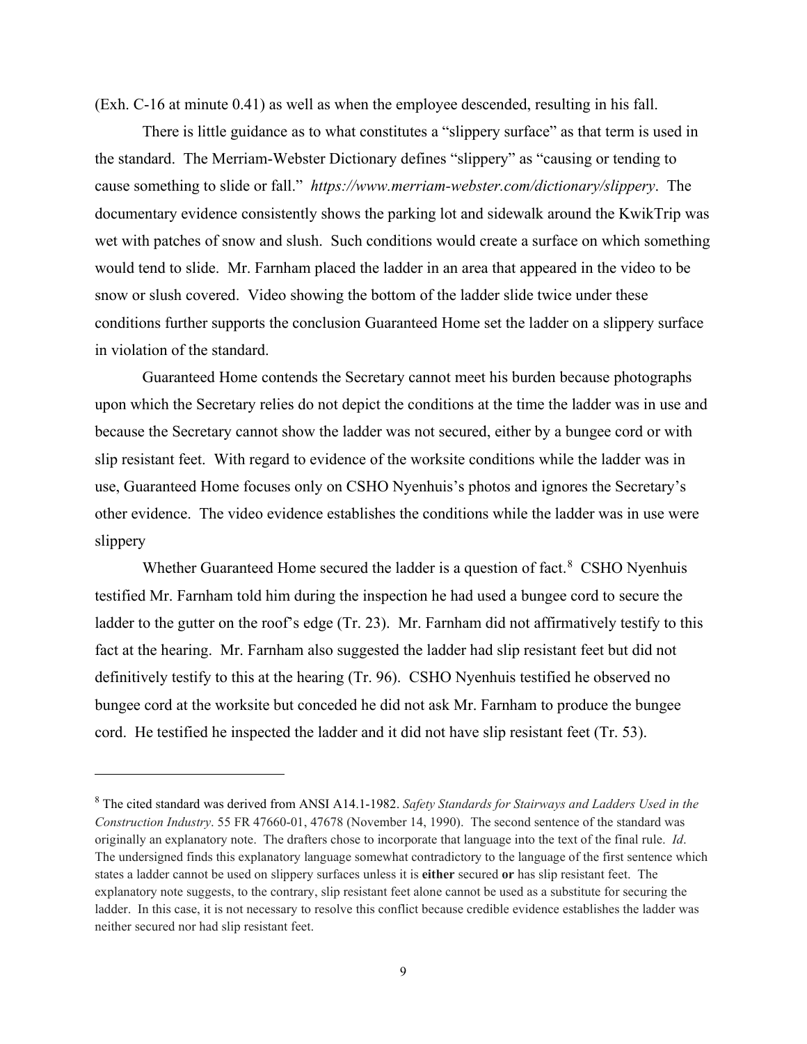(Exh. C-16 at minute 0.41) as well as when the employee descended, resulting in his fall.

There is little guidance as to what constitutes a "slippery surface" as that term is used in the standard. The Merriam-Webster Dictionary defines "slippery" as "causing or tending to cause something to slide or fall." *https://www.merriam-webster.com/dictionary/slippery*. The documentary evidence consistently shows the parking lot and sidewalk around the KwikTrip was wet with patches of snow and slush. Such conditions would create a surface on which something would tend to slide. Mr. Farnham placed the ladder in an area that appeared in the video to be snow or slush covered. Video showing the bottom of the ladder slide twice under these conditions further supports the conclusion Guaranteed Home set the ladder on a slippery surface in violation of the standard.

Guaranteed Home contends the Secretary cannot meet his burden because photographs upon which the Secretary relies do not depict the conditions at the time the ladder was in use and because the Secretary cannot show the ladder was not secured, either by a bungee cord or with slip resistant feet. With regard to evidence of the worksite conditions while the ladder was in use, Guaranteed Home focuses only on CSHO Nyenhuis's photos and ignores the Secretary's other evidence. The video evidence establishes the conditions while the ladder was in use were slippery

Whether Guaranteed Home secured the ladder is a question of fact.[8] CSHO Nyenhuis testified Mr. Farnham told him during the inspection he had used a bungee cord to secure the ladder to the gutter on the roof's edge (Tr. 23). Mr. Farnham did not affirmatively testify to this fact at the hearing. Mr. Farnham also suggested the ladder had slip resistant feet but did not definitively testify to this at the hearing (Tr. 96). CSHO Nyenhuis testified he observed no bungee cord at the worksite but conceded he did not ask Mr. Farnham to produce the bungee cord. He testified he inspected the ladder and it did not have slip resistant feet (Tr. 53).

---

[8] The cited standard was derived from ANSI A14.1-1982. *Safety Standards for Stairways and Ladders Used in the Construction Industry*. 55 FR 47660-01, 47678 (November 14, 1990). The second sentence of the standard was originally an explanatory note. The drafters chose to incorporate that language into the text of the final rule. *Id*. The undersigned finds this explanatory language somewhat contradictory to the language of the first sentence which states a ladder cannot be used on slippery surfaces unless it is **either** secured **or** has slip resistant feet. The explanatory note suggests, to the contrary, slip resistant feet alone cannot be used as a substitute for securing the ladder. In this case, it is not necessary to resolve this conflict because credible evidence establishes the ladder was neither secured nor had slip resistant feet.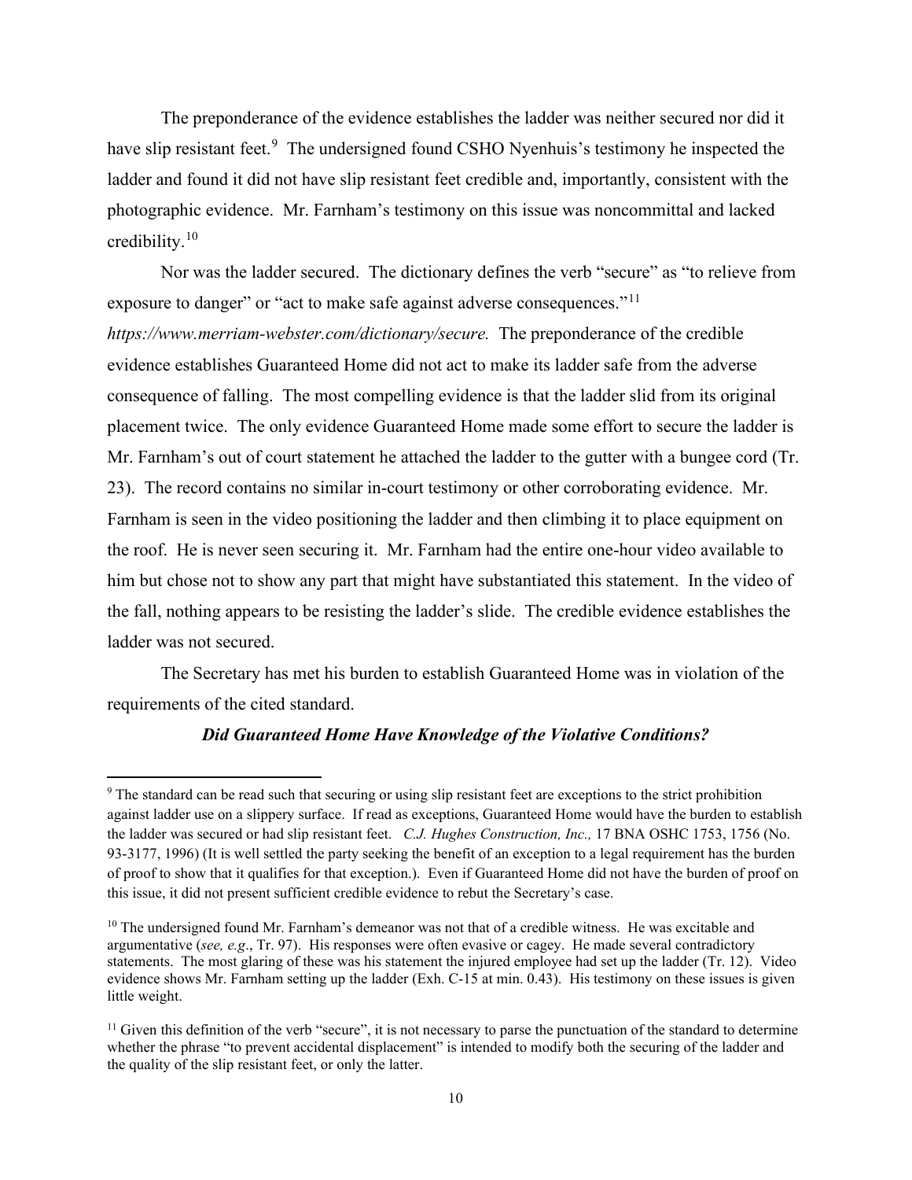The preponderance of the evidence establishes the ladder was neither secured nor did it have slip resistant feet.[9] The undersigned found CSHO Nyenhuis's testimony he inspected the ladder and found it did not have slip resistant feet credible and, importantly, consistent with the photographic evidence. Mr. Farnham's testimony on this issue was noncommittal and lacked credibility.[10]

Nor was the ladder secured. The dictionary defines the verb "secure" as "to relieve from exposure to danger" or "act to make safe against adverse consequences."[11] *https://www.merriam-webster.com/dictionary/secure.* The preponderance of the credible evidence establishes Guaranteed Home did not act to make its ladder safe from the adverse consequence of falling. The most compelling evidence is that the ladder slid from its original placement twice. The only evidence Guaranteed Home made some effort to secure the ladder is Mr. Farnham's out of court statement he attached the ladder to the gutter with a bungee cord (Tr. 23). The record contains no similar in-court testimony or other corroborating evidence. Mr. Farnham is seen in the video positioning the ladder and then climbing it to place equipment on the roof. He is never seen securing it. Mr. Farnham had the entire one-hour video available to him but chose not to show any part that might have substantiated this statement. In the video of the fall, nothing appears to be resisting the ladder's slide. The credible evidence establishes the ladder was not secured.

The Secretary has met his burden to establish Guaranteed Home was in violation of the requirements of the cited standard.

***Did Guaranteed Home Have Knowledge of the Violative Conditions?***

---

[9] The standard can be read such that securing or using slip resistant feet are exceptions to the strict prohibition against ladder use on a slippery surface. If read as exceptions, Guaranteed Home would have the burden to establish the ladder was secured or had slip resistant feet. *C.J. Hughes Construction, Inc.,* 17 BNA OSHC 1753, 1756 (No. 93-3177, 1996) (It is well settled the party seeking the benefit of an exception to a legal requirement has the burden of proof to show that it qualifies for that exception.). Even if Guaranteed Home did not have the burden of proof on this issue, it did not present sufficient credible evidence to rebut the Secretary's case.

[10] The undersigned found Mr. Farnham's demeanor was not that of a credible witness. He was excitable and argumentative (*see, e.g*., Tr. 97). His responses were often evasive or cagey. He made several contradictory statements. The most glaring of these was his statement the injured employee had set up the ladder (Tr. 12). Video evidence shows Mr. Farnham setting up the ladder (Exh. C-15 at min. 0.43). His testimony on these issues is given little weight.

[11] Given this definition of the verb "secure", it is not necessary to parse the punctuation of the standard to determine whether the phrase "to prevent accidental displacement" is intended to modify both the securing of the ladder and the quality of the slip resistant feet, or only the latter.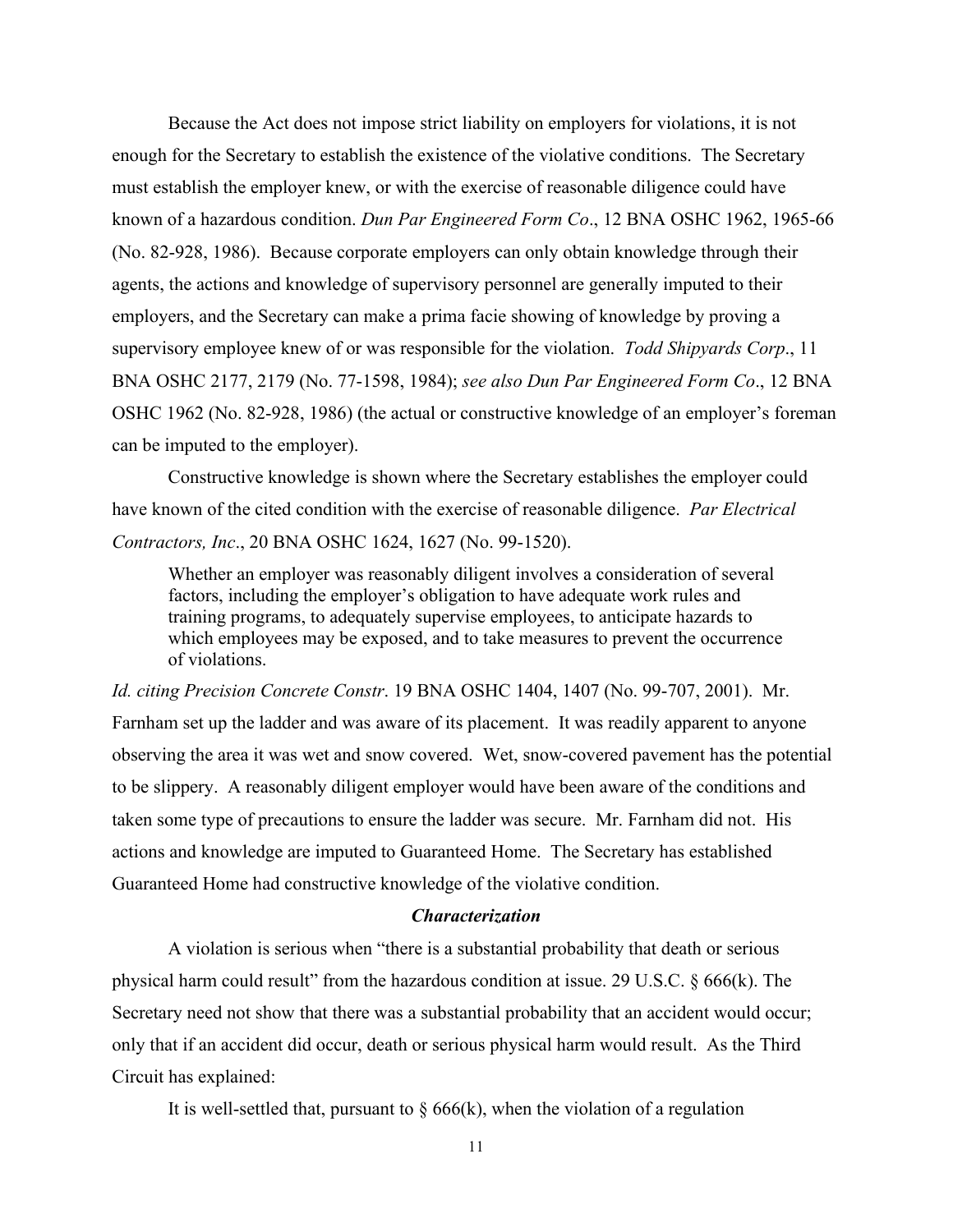Because the Act does not impose strict liability on employers for violations, it is not enough for the Secretary to establish the existence of the violative conditions. The Secretary must establish the employer knew, or with the exercise of reasonable diligence could have known of a hazardous condition. *Dun Par Engineered Form Co*., 12 BNA OSHC 1962, 1965-66 (No. 82-928, 1986). Because corporate employers can only obtain knowledge through their agents, the actions and knowledge of supervisory personnel are generally imputed to their employers, and the Secretary can make a prima facie showing of knowledge by proving a supervisory employee knew of or was responsible for the violation. *Todd Shipyards Corp*., 11 BNA OSHC 2177, 2179 (No. 77-1598, 1984); *see also Dun Par Engineered Form Co*., 12 BNA OSHC 1962 (No. 82-928, 1986) (the actual or constructive knowledge of an employer's foreman can be imputed to the employer).

Constructive knowledge is shown where the Secretary establishes the employer could have known of the cited condition with the exercise of reasonable diligence. *Par Electrical Contractors, Inc*., 20 BNA OSHC 1624, 1627 (No. 99-1520).

> Whether an employer was reasonably diligent involves a consideration of several factors, including the employer's obligation to have adequate work rules and training programs, to adequately supervise employees, to anticipate hazards to which employees may be exposed, and to take measures to prevent the occurrence of violations.

*Id. citing Precision Concrete Constr*. 19 BNA OSHC 1404, 1407 (No. 99-707, 2001). Mr. Farnham set up the ladder and was aware of its placement. It was readily apparent to anyone observing the area it was wet and snow covered. Wet, snow-covered pavement has the potential to be slippery. A reasonably diligent employer would have been aware of the conditions and taken some type of precautions to ensure the ladder was secure. Mr. Farnham did not. His actions and knowledge are imputed to Guaranteed Home. The Secretary has established Guaranteed Home had constructive knowledge of the violative condition.

### *Characterization*

A violation is serious when "there is a substantial probability that death or serious physical harm could result" from the hazardous condition at issue. 29 U.S.C. § 666(k). The Secretary need not show that there was a substantial probability that an accident would occur; only that if an accident did occur, death or serious physical harm would result. As the Third Circuit has explained:

> It is well-settled that, pursuant to § 666(k), when the violation of a regulation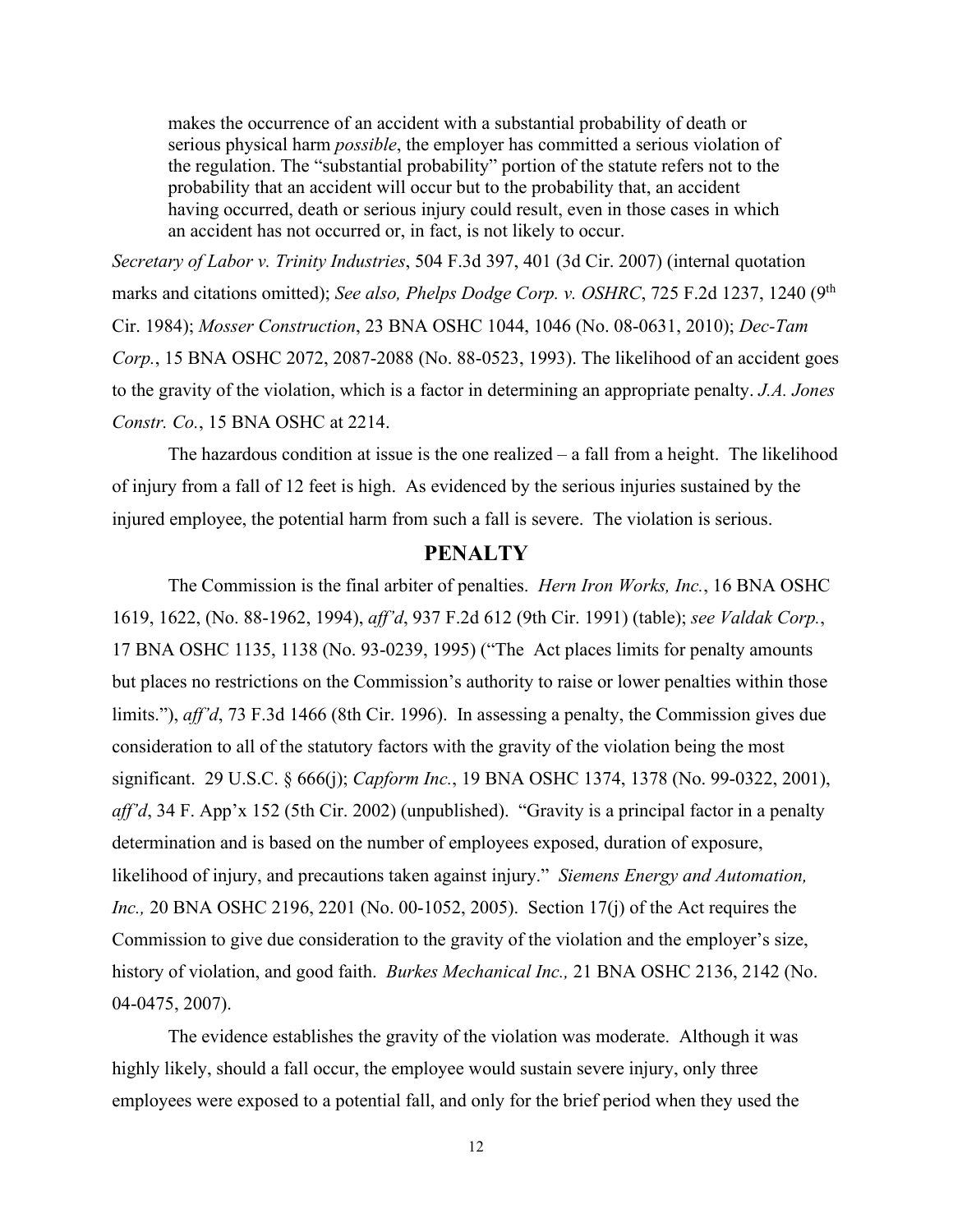> makes the occurrence of an accident with a substantial probability of death or serious physical harm *possible*, the employer has committed a serious violation of the regulation. The "substantial probability" portion of the statute refers not to the probability that an accident will occur but to the probability that, an accident having occurred, death or serious injury could result, even in those cases in which an accident has not occurred or, in fact, is not likely to occur.

*Secretary of Labor v. Trinity Industries*, 504 F.3d 397, 401 (3d Cir. 2007) (internal quotation marks and citations omitted); *See also, Phelps Dodge Corp. v. OSHRC*, 725 F.2d 1237, 1240 (9th Cir. 1984); *Mosser Construction*, 23 BNA OSHC 1044, 1046 (No. 08-0631, 2010); *Dec-Tam Corp.*, 15 BNA OSHC 2072, 2087-2088 (No. 88-0523, 1993). The likelihood of an accident goes to the gravity of the violation, which is a factor in determining an appropriate penalty. *J.A. Jones Constr. Co.*, 15 BNA OSHC at 2214.

The hazardous condition at issue is the one realized – a fall from a height. The likelihood of injury from a fall of 12 feet is high. As evidenced by the serious injuries sustained by the injured employee, the potential harm from such a fall is severe. The violation is serious.

## PENALTY

The Commission is the final arbiter of penalties. *Hern Iron Works, Inc.*, 16 BNA OSHC 1619, 1622, (No. 88-1962, 1994), *aff'd*, 937 F.2d 612 (9th Cir. 1991) (table); *see Valdak Corp.*, 17 BNA OSHC 1135, 1138 (No. 93-0239, 1995) ("The Act places limits for penalty amounts but places no restrictions on the Commission's authority to raise or lower penalties within those limits."), *aff'd*, 73 F.3d 1466 (8th Cir. 1996). In assessing a penalty, the Commission gives due consideration to all of the statutory factors with the gravity of the violation being the most significant. 29 U.S.C. § 666(j); *Capform Inc.*, 19 BNA OSHC 1374, 1378 (No. 99-0322, 2001), *aff'd*, 34 F. App'x 152 (5th Cir. 2002) (unpublished). "Gravity is a principal factor in a penalty determination and is based on the number of employees exposed, duration of exposure, likelihood of injury, and precautions taken against injury." *Siemens Energy and Automation, Inc.,* 20 BNA OSHC 2196, 2201 (No. 00-1052, 2005). Section 17(j) of the Act requires the Commission to give due consideration to the gravity of the violation and the employer's size, history of violation, and good faith. *Burkes Mechanical Inc.,* 21 BNA OSHC 2136, 2142 (No. 04-0475, 2007).

The evidence establishes the gravity of the violation was moderate. Although it was highly likely, should a fall occur, the employee would sustain severe injury, only three employees were exposed to a potential fall, and only for the brief period when they used the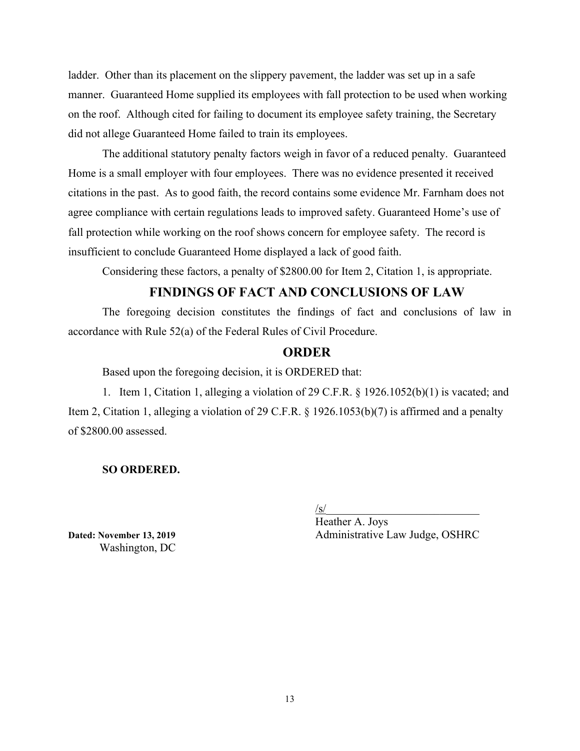ladder. Other than its placement on the slippery pavement, the ladder was set up in a safe manner. Guaranteed Home supplied its employees with fall protection to be used when working on the roof. Although cited for failing to document its employee safety training, the Secretary did not allege Guaranteed Home failed to train its employees.

The additional statutory penalty factors weigh in favor of a reduced penalty. Guaranteed Home is a small employer with four employees. There was no evidence presented it received citations in the past. As to good faith, the record contains some evidence Mr. Farnham does not agree compliance with certain regulations leads to improved safety. Guaranteed Home's use of fall protection while working on the roof shows concern for employee safety. The record is insufficient to conclude Guaranteed Home displayed a lack of good faith.

Considering these factors, a penalty of $2800.00 for Item 2, Citation 1, is appropriate.

## FINDINGS OF FACT AND CONCLUSIONS OF LAW

The foregoing decision constitutes the findings of fact and conclusions of law in accordance with Rule 52(a) of the Federal Rules of Civil Procedure.

## ORDER

Based upon the foregoing decision, it is ORDERED that:

1. Item 1, Citation 1, alleging a violation of 29 C.F.R. § 1926.1052(b)(1) is vacated; and Item 2, Citation 1, alleging a violation of 29 C.F.R. § 1926.1053(b)(7) is affirmed and a penalty of $2800.00 assessed.

**SO ORDERED.**

/s/
Heather A. Joys
Administrative Law Judge, OSHRC

**Dated: November 13, 2019**
Washington, DC